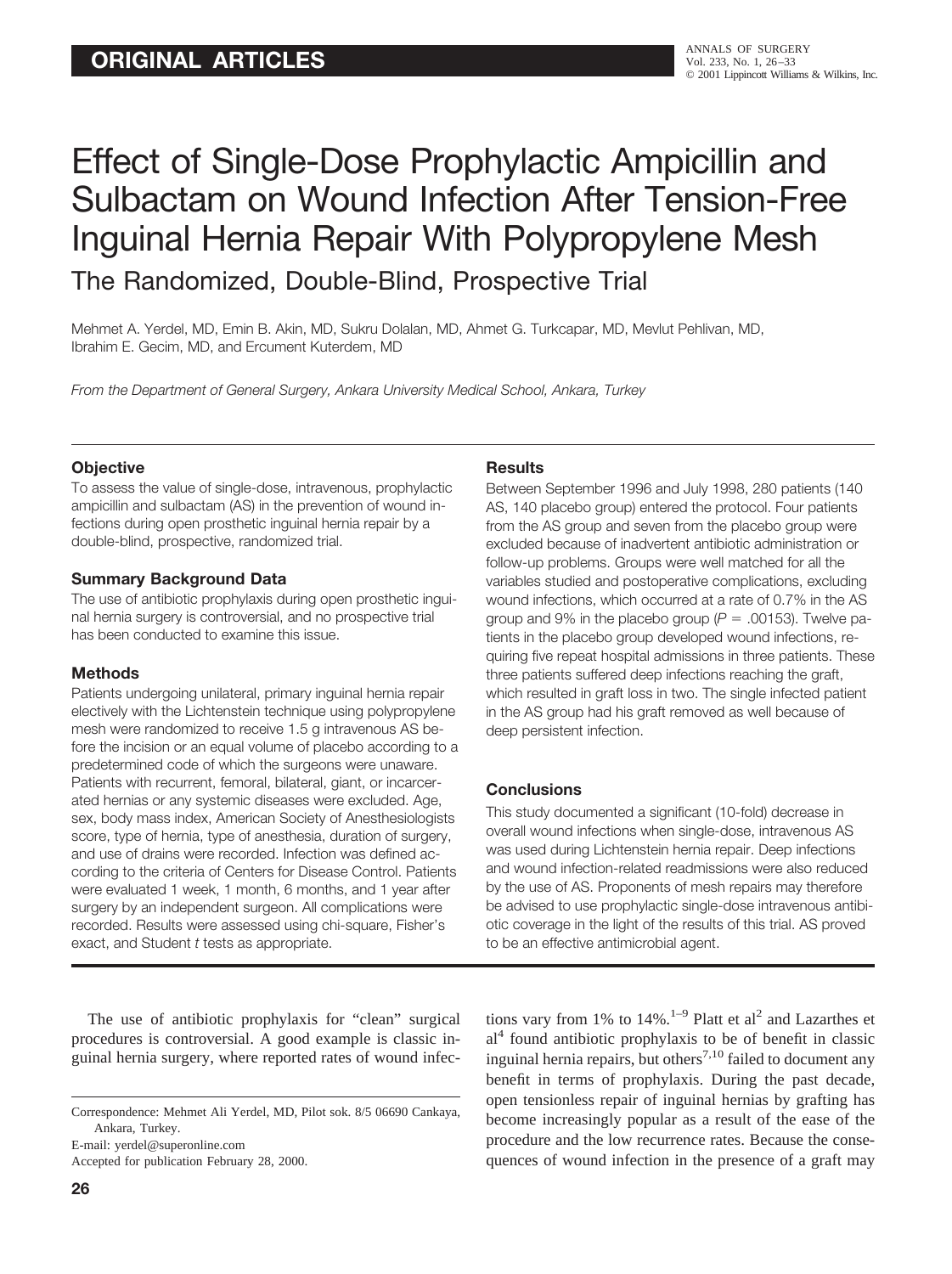**ORIGINAL ARTICLES**

# Effect of Single-Dose Prophylactic Ampicillin and Sulbactam on Wound Infection After Tension-Free Inguinal Hernia Repair With Polypropylene Mesh

## The Randomized, Double-Blind, Prospective Trial

Mehmet A. Yerdel, MD, Emin B. Akin, MD, Sukru Dolalan, MD, Ahmet G. Turkcapar, MD, Mevlut Pehlivan, MD, Ibrahim E. Gecim, MD, and Ercument Kuterdem, MD

*From the Department of General Surgery, Ankara University Medical School, Ankara, Turkey*

### Objective

To assess the value of single-dose, intravenous, prophylactic ampicillin and sulbactam (AS) in the prevention of wound infections during open prosthetic inguinal hernia repair by a double-blind, prospective, randomized trial.

### Summary Background Data

The use of antibiotic prophylaxis during open prosthetic inguinal hernia surgery is controversial, and no prospective trial has been conducted to examine this issue.

### Methods

Patients undergoing unilateral, primary inguinal hernia repair electively with the Lichtenstein technique using polypropylene mesh were randomized to receive 1.5 g intravenous AS before the incision or an equal volume of placebo according to a predetermined code of which the surgeons were unaware. Patients with recurrent, femoral, bilateral, giant, or incarcerated hernias or any systemic diseases were excluded. Age, sex, body mass index, American Society of Anesthesiologists score, type of hernia, type of anesthesia, duration of surgery, and use of drains were recorded. Infection was defined according to the criteria of Centers for Disease Control. Patients were evaluated 1 week, 1 month, 6 months, and 1 year after surgery by an independent surgeon. All complications were recorded. Results were assessed using chi-square, Fisher's exact, and Student *t* tests as appropriate.

### Results

Between September 1996 and July 1998, 280 patients (140 AS, 140 placebo group) entered the protocol. Four patients from the AS group and seven from the placebo group were excluded because of inadvertent antibiotic administration or follow-up problems. Groups were well matched for all the variables studied and postoperative complications, excluding wound infections, which occurred at a rate of 0.7% in the AS group and 9% in the placebo group ($P = .00153$). Twelve patients in the placebo group developed wound infections, requiring five repeat hospital admissions in three patients. These three patients suffered deep infections reaching the graft, which resulted in graft loss in two. The single infected patient in the AS group had his graft removed as well because of deep persistent infection.

### Conclusions

This study documented a significant (10-fold) decrease in overall wound infections when single-dose, intravenous AS was used during Lichtenstein hernia repair. Deep infections and wound infection-related readmissions were also reduced by the use of AS. Proponents of mesh repairs may therefore be advised to use prophylactic single-dose intravenous antibiotic coverage in the light of the results of this trial. AS proved to be an effective antimicrobial agent.

---

The use of antibiotic prophylaxis for "clean" surgical procedures is controversial. A good example is classic inguinal hernia surgery, where reported rates of wound infections vary from 1% to 14%.[1–9] Platt et al[2] and Lazarthes et al[4] found antibiotic prophylaxis to be of benefit in classic inguinal hernia repairs, but others[7,10] failed to document any benefit in terms of prophylaxis. During the past decade, open tensionless repair of inguinal hernias by grafting has become increasingly popular as a result of the ease of the procedure and the low recurrence rates. Because the consequences of wound infection in the presence of a graft may

---

Correspondence: Mehmet Ali Yerdel, MD, Pilot sok. 8/5 06690 Cankaya, Ankara, Turkey.

E-mail: yerdel@superonline.com

Accepted for publication February 28, 2000.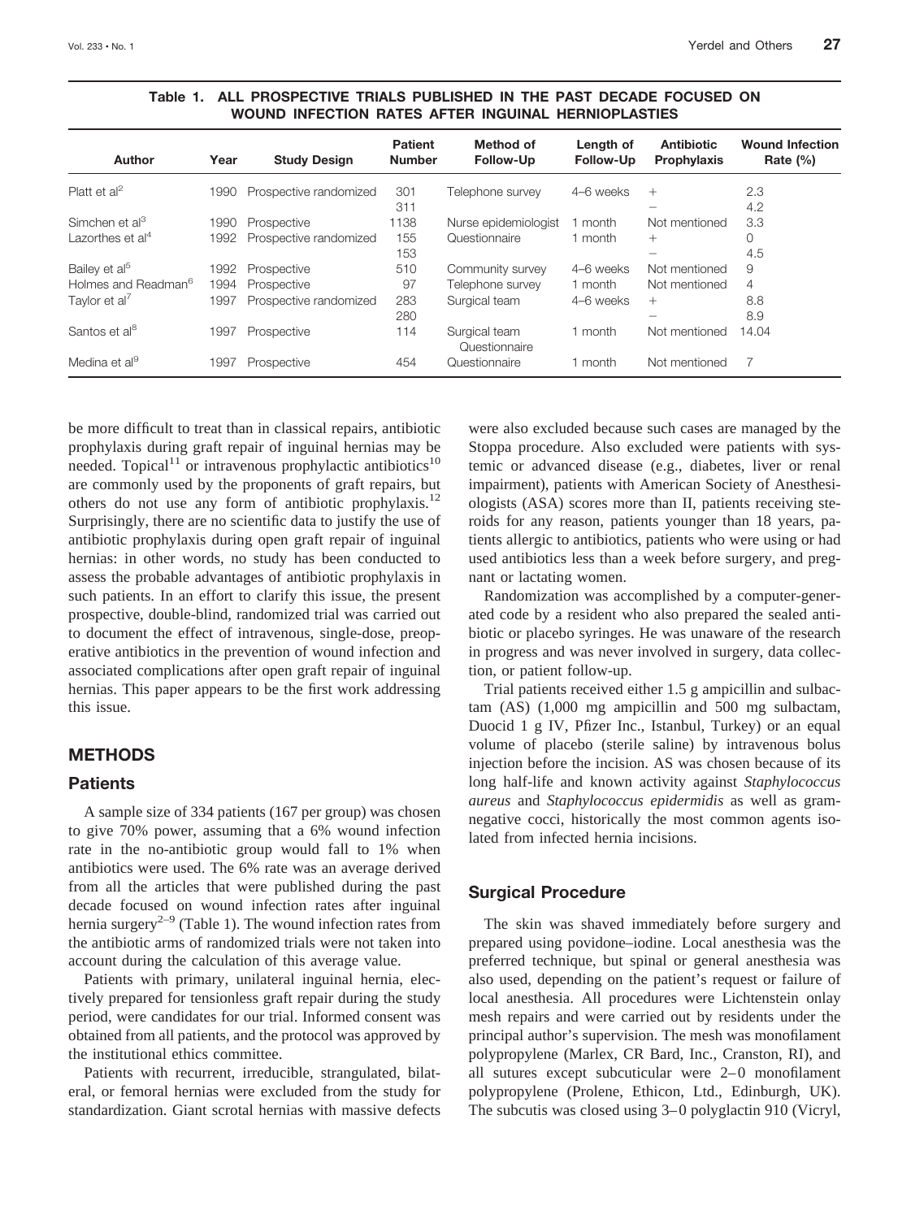**Table 1. ALL PROSPECTIVE TRIALS PUBLISHED IN THE PAST DECADE FOCUSED ON WOUND INFECTION RATES AFTER INGUINAL HERNIOPLASTIES**

| Author | Year | Study Design | Patient Number | Method of Follow-Up | Length of Follow-Up | Antibiotic Prophylaxis | Wound Infection Rate (%) |
|---|---|---|---|---|---|---|---|
| Platt et al[2] | 1990 | Prospective randomized | 301 | Telephone survey | 4–6 weeks | + | 2.3 |
| | | | 311 | | | – | 4.2 |
| Simchen et al[3] | 1990 | Prospective | 1138 | Nurse epidemiologist | 1 month | Not mentioned | 3.3 |
| Lazorthes et al[4] | 1992 | Prospective randomized | 155 | Questionnaire | 1 month | + | 0 |
| | | | 153 | | | – | 4.5 |
| Bailey et al[5] | 1992 | Prospective | 510 | Community survey | 4–6 weeks | Not mentioned | 9 |
| Holmes and Readman[6] | 1994 | Prospective | 97 | Telephone survey | 1 month | Not mentioned | 4 |
| Taylor et al[7] | 1997 | Prospective randomized | 283 | Surgical team | 4–6 weeks | + | 8.8 |
| | | | 280 | | | – | 8.9 |
| Santos et al[8] | 1997 | Prospective | 114 | Surgical team Questionnaire | 1 month | Not mentioned | 14.04 |
| Medina et al[9] | 1997 | Prospective | 454 | Questionnaire | 1 month | Not mentioned | 7 |

be more difficult to treat than in classical repairs, antibiotic prophylaxis during graft repair of inguinal hernias may be needed. Topical[11] or intravenous prophylactic antibiotics[10] are commonly used by the proponents of graft repairs, but others do not use any form of antibiotic prophylaxis.[12] Surprisingly, there are no scientific data to justify the use of antibiotic prophylaxis during open graft repair of inguinal hernias: in other words, no study has been conducted to assess the probable advantages of antibiotic prophylaxis in such patients. In an effort to clarify this issue, the present prospective, double-blind, randomized trial was carried out to document the effect of intravenous, single-dose, preoperative antibiotics in the prevention of wound infection and associated complications after open graft repair of inguinal hernias. This paper appears to be the first work addressing this issue.

## METHODS

### Patients

A sample size of 334 patients (167 per group) was chosen to give 70% power, assuming that a 6% wound infection rate in the no-antibiotic group would fall to 1% when antibiotics were used. The 6% rate was an average derived from all the articles that were published during the past decade focused on wound infection rates after inguinal hernia surgery[2–9] (Table 1). The wound infection rates from the antibiotic arms of randomized trials were not taken into account during the calculation of this average value.

Patients with primary, unilateral inguinal hernia, electively prepared for tensionless graft repair during the study period, were candidates for our trial. Informed consent was obtained from all patients, and the protocol was approved by the institutional ethics committee.

Patients with recurrent, irreducible, strangulated, bilateral, or femoral hernias were excluded from the study for standardization. Giant scrotal hernias with massive defects were also excluded because such cases are managed by the Stoppa procedure. Also excluded were patients with systemic or advanced disease (e.g., diabetes, liver or renal impairment), patients with American Society of Anesthesiologists (ASA) scores more than II, patients receiving steroids for any reason, patients younger than 18 years, patients allergic to antibiotics, patients who were using or had used antibiotics less than a week before surgery, and pregnant or lactating women.

Randomization was accomplished by a computer-generated code by a resident who also prepared the sealed antibiotic or placebo syringes. He was unaware of the research in progress and was never involved in surgery, data collection, or patient follow-up.

Trial patients received either 1.5 g ampicillin and sulbactam (AS) (1,000 mg ampicillin and 500 mg sulbactam, Duocid 1 g IV, Pfizer Inc., Istanbul, Turkey) or an equal volume of placebo (sterile saline) by intravenous bolus injection before the incision. AS was chosen because of its long half-life and known activity against *Staphylococcus aureus* and *Staphylococcus epidermidis* as well as gram-negative cocci, historically the most common agents isolated from infected hernia incisions.

### Surgical Procedure

The skin was shaved immediately before surgery and prepared using povidone–iodine. Local anesthesia was the preferred technique, but spinal or general anesthesia was also used, depending on the patient's request or failure of local anesthesia. All procedures were Lichtenstein onlay mesh repairs and were carried out by residents under the principal author's supervision. The mesh was monofilament polypropylene (Marlex, CR Bard, Inc., Cranston, RI), and all sutures except subcuticular were 2–0 monofilament polypropylene (Prolene, Ethicon, Ltd., Edinburgh, UK). The subcutis was closed using 3–0 polyglactin 910 (Vicryl,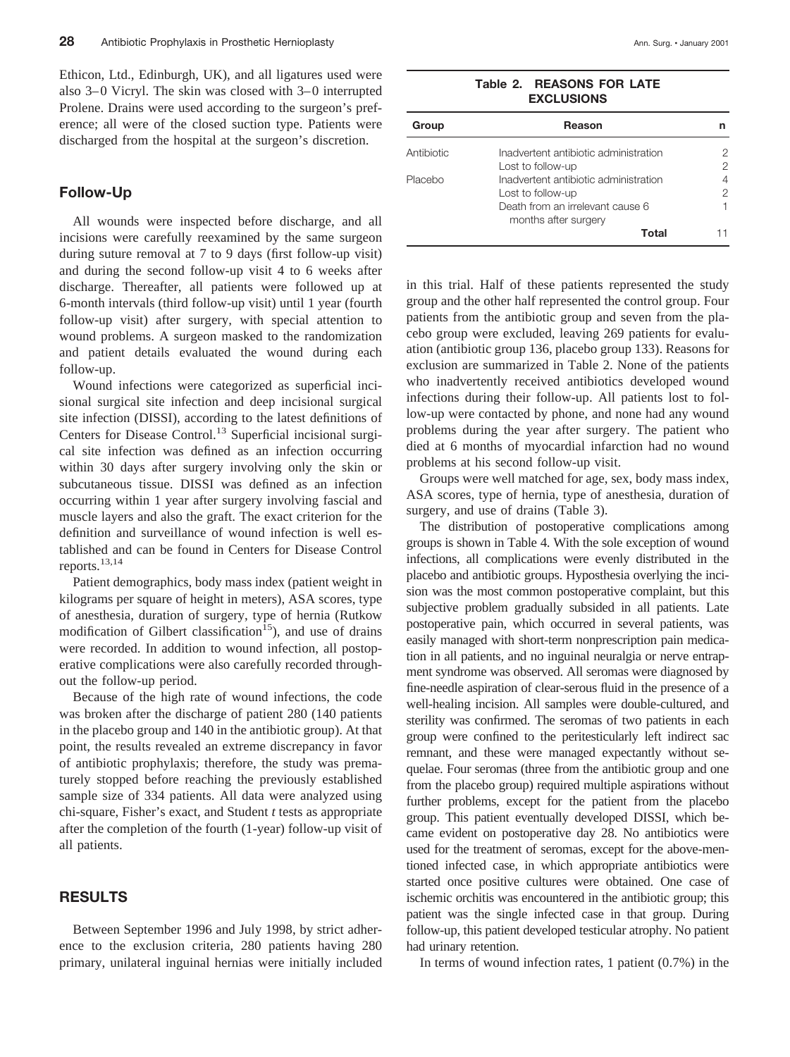Ethicon, Ltd., Edinburgh, UK), and all ligatures used were also 3–0 Vicryl. The skin was closed with 3–0 interrupted Prolene. Drains were used according to the surgeon's preference; all were of the closed suction type. Patients were discharged from the hospital at the surgeon's discretion.

## Follow-Up

All wounds were inspected before discharge, and all incisions were carefully reexamined by the same surgeon during suture removal at 7 to 9 days (first follow-up visit) and during the second follow-up visit 4 to 6 weeks after discharge. Thereafter, all patients were followed up at 6-month intervals (third follow-up visit) until 1 year (fourth follow-up visit) after surgery, with special attention to wound problems. A surgeon masked to the randomization and patient details evaluated the wound during each follow-up.

Wound infections were categorized as superficial incisional surgical site infection and deep incisional surgical site infection (DISSI), according to the latest definitions of Centers for Disease Control.[13] Superficial incisional surgical site infection was defined as an infection occurring within 30 days after surgery involving only the skin or subcutaneous tissue. DISSI was defined as an infection occurring within 1 year after surgery involving fascial and muscle layers and also the graft. The exact criterion for the definition and surveillance of wound infection is well established and can be found in Centers for Disease Control reports.[13,14]

Patient demographics, body mass index (patient weight in kilograms per square of height in meters), ASA scores, type of anesthesia, duration of surgery, type of hernia (Rutkow modification of Gilbert classification[15]), and use of drains were recorded. In addition to wound infection, all postoperative complications were also carefully recorded throughout the follow-up period.

Because of the high rate of wound infections, the code was broken after the discharge of patient 280 (140 patients in the placebo group and 140 in the antibiotic group). At that point, the results revealed an extreme discrepancy in favor of antibiotic prophylaxis; therefore, the study was prematurely stopped before reaching the previously established sample size of 334 patients. All data were analyzed using chi-square, Fisher's exact, and Student *t* tests as appropriate after the completion of the fourth (1-year) follow-up visit of all patients.

## RESULTS

Between September 1996 and July 1998, by strict adherence to the exclusion criteria, 280 patients having 280 primary, unilateral inguinal hernias were initially included in this trial. Half of these patients represented the study group and the other half represented the control group. Four patients from the antibiotic group and seven from the placebo group were excluded, leaving 269 patients for evaluation (antibiotic group 136, placebo group 133). Reasons for exclusion are summarized in Table 2. None of the patients who inadvertently received antibiotics developed wound infections during their follow-up. All patients lost to follow-up were contacted by phone, and none had any wound problems during the year after surgery. The patient who died at 6 months of myocardial infarction had no wound problems at his second follow-up visit.

**Table 2. REASONS FOR LATE EXCLUSIONS**

| Group | Reason | n |
|---|---|---|
| Antibiotic | Inadvertent antibiotic administration | 2 |
| | Lost to follow-up | 2 |
| Placebo | Inadvertent antibiotic administration | 4 |
| | Lost to follow-up | 2 |
| | Death from an irrelevant cause 6 months after surgery | 1 |
| | **Total** | 11 |

Groups were well matched for age, sex, body mass index, ASA scores, type of hernia, type of anesthesia, duration of surgery, and use of drains (Table 3).

The distribution of postoperative complications among groups is shown in Table 4. With the sole exception of wound infections, all complications were evenly distributed in the placebo and antibiotic groups. Hypoesthesia overlying the incision was the most common postoperative complaint, but this subjective problem gradually subsided in all patients. Late postoperative pain, which occurred in several patients, was easily managed with short-term nonprescription pain medication in all patients, and no inguinal neuralgia or nerve entrapment syndrome was observed. All seromas were diagnosed by fine-needle aspiration of clear-serous fluid in the presence of a well-healing incision. All samples were double-cultured, and sterility was confirmed. The seromas of two patients in each group were confined to the peritesticularly left indirect sac remnant, and these were managed expectantly without sequelae. Four seromas (three from the antibiotic group and one from the placebo group) required multiple aspirations without further problems, except for the patient from the placebo group. This patient eventually developed DISSI, which became evident on postoperative day 28. No antibiotics were used for the treatment of seromas, except for the above-mentioned infected case, in which appropriate antibiotics were started once positive cultures were obtained. One case of ischemic orchitis was encountered in the antibiotic group; this patient was the single infected case in that group. During follow-up, this patient developed testicular atrophy. No patient had urinary retention.

In terms of wound infection rates, 1 patient (0.7%) in the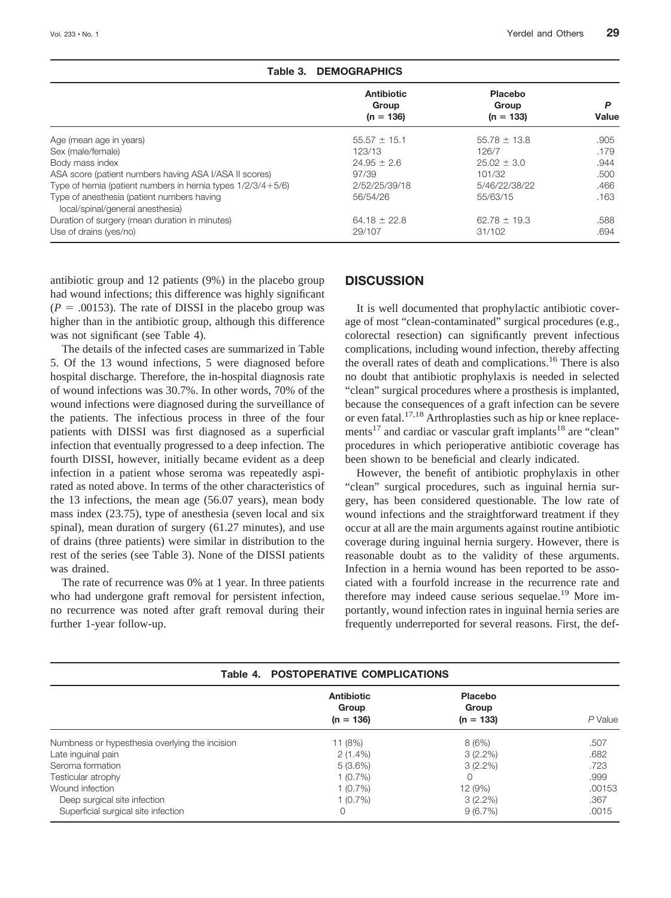**Table 3. DEMOGRAPHICS**

| | Antibiotic Group (n = 136) | Placebo Group (n = 133) | *P* Value |
|---|---|---|---|
| Age (mean age in years) | 55.57 ± 15.1 | 55.78 ± 13.8 | .905 |
| Sex (male/female) | 123/13 | 126/7 | .179 |
| Body mass index | 24.95 ± 2.6 | 25.02 ± 3.0 | .944 |
| ASA score (patient numbers having ASA I/ASA II scores) | 97/39 | 101/32 | .500 |
| Type of hernia (patient numbers in hernia types 1/2/3/4+5/6) | 2/52/25/39/18 | 5/46/22/38/22 | .466 |
| Type of anesthesia (patient numbers having local/spinal/general anesthesia) | 56/54/26 | 55/63/15 | .163 |
| Duration of surgery (mean duration in minutes) | 64.18 ± 22.8 | 62.78 ± 19.3 | .588 |
| Use of drains (yes/no) | 29/107 | 31/102 | .694 |

antibiotic group and 12 patients (9%) in the placebo group had wound infections; this difference was highly significant ($P = .00153$). The rate of DISSI in the placebo group was higher than in the antibiotic group, although this difference was not significant (see Table 4).

The details of the infected cases are summarized in Table 5. Of the 13 wound infections, 5 were diagnosed before hospital discharge. Therefore, the in-hospital diagnosis rate of wound infections was 30.7%. In other words, 70% of the wound infections were diagnosed during the surveillance of the patients. The infectious process in three of the four patients with DISSI was first diagnosed as a superficial infection that eventually progressed to a deep infection. The fourth DISSI, however, initially became evident as a deep infection in a patient whose seroma was repeatedly aspirated as noted above. In terms of the other characteristics of the 13 infections, the mean age (56.07 years), mean body mass index (23.75), type of anesthesia (seven local and six spinal), mean duration of surgery (61.27 minutes), and use of drains (three patients) were similar in distribution to the rest of the series (see Table 3). None of the DISSI patients was drained.

The rate of recurrence was 0% at 1 year. In three patients who had undergone graft removal for persistent infection, no recurrence was noted after graft removal during their further 1-year follow-up.

## DISCUSSION

It is well documented that prophylactic antibiotic coverage of most "clean-contaminated" surgical procedures (e.g., colorectal resection) can significantly prevent infectious complications, including wound infection, thereby affecting the overall rates of death and complications.[16] There is also no doubt that antibiotic prophylaxis is needed in selected "clean" surgical procedures where a prosthesis is implanted, because the consequences of a graft infection can be severe or even fatal.[17,18] Arthroplasties such as hip or knee replacements[17] and cardiac or vascular graft implants[18] are "clean" procedures in which perioperative antibiotic coverage has been shown to be beneficial and clearly indicated.

However, the benefit of antibiotic prophylaxis in other "clean" surgical procedures, such as inguinal hernia surgery, has been considered questionable. The low rate of wound infections and the straightforward treatment if they occur at all are the main arguments against routine antibiotic coverage during inguinal hernia surgery. However, there is reasonable doubt as to the validity of these arguments. Infection in a hernia wound has been reported to be associated with a fourfold increase in the recurrence rate and therefore may indeed cause serious sequelae.[19] More importantly, wound infection rates in inguinal hernia series are frequently underreported for several reasons. First, the def-

**Table 4. POSTOPERATIVE COMPLICATIONS**

| | Antibiotic Group (n = 136) | Placebo Group (n = 133) | *P* Value |
|---|---|---|---|
| Numbness or hypesthesia overlying the incision | 11 (8%) | 8 (6%) | .507 |
| Late inguinal pain | 2 (1.4%) | 3 (2.2%) | .682 |
| Seroma formation | 5 (3.6%) | 3 (2.2%) | .723 |
| Testicular atrophy | 1 (0.7%) | 0 | .999 |
| Wound infection | 1 (0.7%) | 12 (9%) | .00153 |
| Deep surgical site infection | 1 (0.7%) | 3 (2.2%) | .367 |
| Superficial surgical site infection | 0 | 9 (6.7%) | .0015 |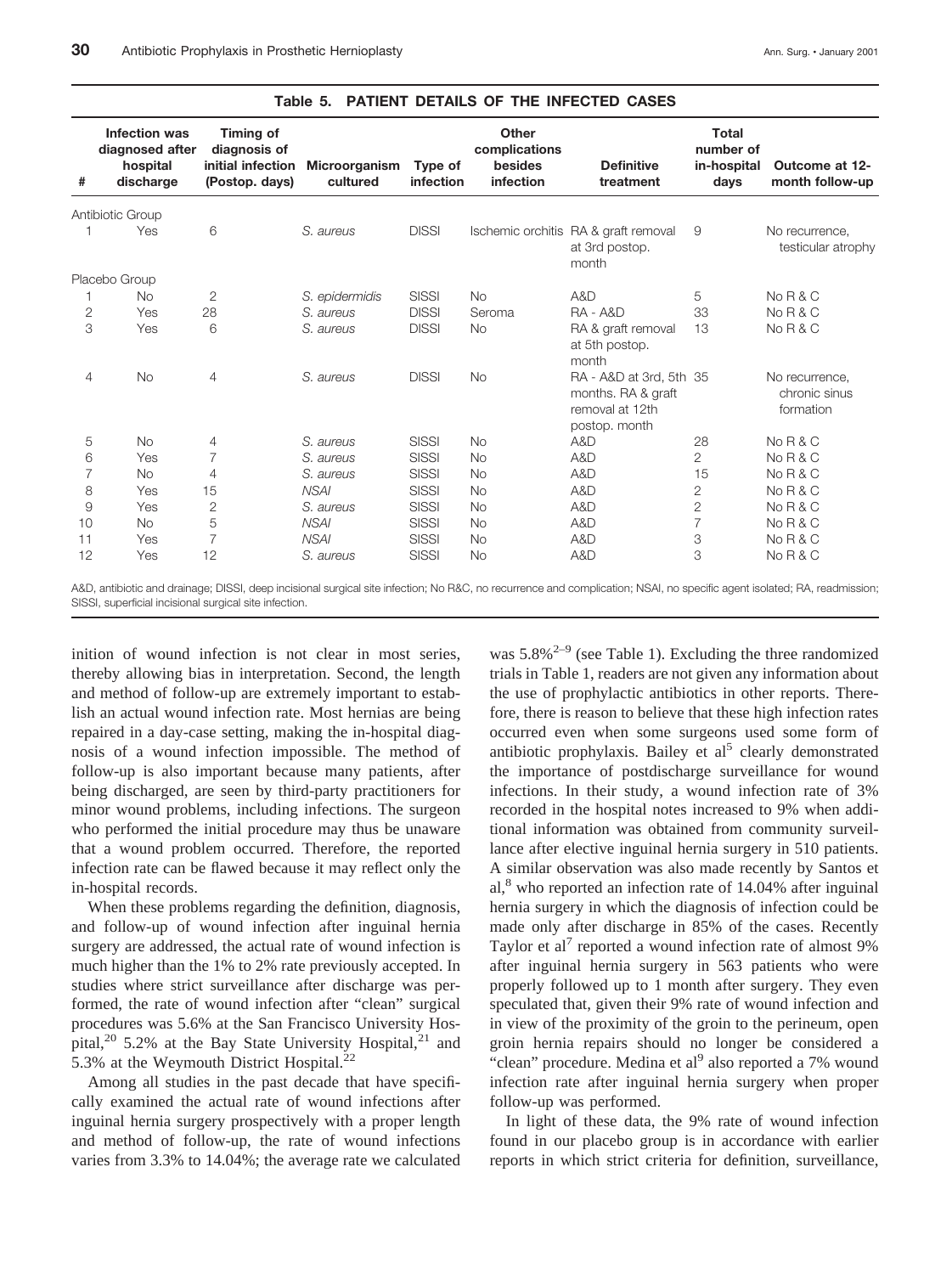**Table 5. PATIENT DETAILS OF THE INFECTED CASES**

| # | Infection was diagnosed after hospital discharge | Timing of diagnosis of initial infection (Postop. days) | Microorganism cultured | Type of infection | Other complications besides infection | Definitive treatment | Total number of in-hospital days | Outcome at 12-month follow-up |
|---|---|---|---|---|---|---|---|---|
| Antibiotic Group | | | | | | | | |
| 1 | Yes | 6 | *S. aureus* | DISSI | Ischemic orchitis | RA & graft removal at 3rd postop. month | 9 | No recurrence, testicular atrophy |
| Placebo Group | | | | | | | | |
| 1 | No | 2 | *S. epidermidis* | SISSI | No | A&D | 5 | No R & C |
| 2 | Yes | 28 | *S. aureus* | DISSI | Seroma | RA - A&D | 33 | No R & C |
| 3 | Yes | 6 | *S. aureus* | DISSI | No | RA & graft removal at 5th postop. month | 13 | No R & C |
| 4 | No | 4 | *S. aureus* | DISSI | No | RA - A&D at 3rd, 5th months. RA & graft removal at 12th postop. month | 35 | No recurrence, chronic sinus formation |
| 5 | No | 4 | *S. aureus* | SISSI | No | A&D | 28 | No R & C |
| 6 | Yes | 7 | *S. aureus* | SISSI | No | A&D | 2 | No R & C |
| 7 | No | 4 | *S. aureus* | SISSI | No | A&D | 15 | No R & C |
| 8 | Yes | 15 | *NSAI* | SISSI | No | A&D | 2 | No R & C |
| 9 | Yes | 2 | *S. aureus* | SISSI | No | A&D | 2 | No R & C |
| 10 | No | 5 | *NSAI* | SISSI | No | A&D | 7 | No R & C |
| 11 | Yes | 7 | *NSAI* | SISSI | No | A&D | 3 | No R & C |
| 12 | Yes | 12 | *S. aureus* | SISSI | No | A&D | 3 | No R & C |

A&D, antibiotic and drainage; DISSI, deep incisional surgical site infection; No R&C, no recurrence and complication; NSAI, no specific agent isolated; RA, readmission; SISSI, superficial incisional surgical site infection.

inition of wound infection is not clear in most series, thereby allowing bias in interpretation. Second, the length and method of follow-up are extremely important to establish an actual wound infection rate. Most hernias are being repaired in a day-case setting, making the in-hospital diagnosis of a wound infection impossible. The method of follow-up is also important because many patients, after being discharged, are seen by third-party practitioners for minor wound problems, including infections. The surgeon who performed the initial procedure may thus be unaware that a wound problem occurred. Therefore, the reported infection rate can be flawed because it may reflect only the in-hospital records.

When these problems regarding the definition, diagnosis, and follow-up of wound infection after inguinal hernia surgery are addressed, the actual rate of wound infection is much higher than the 1% to 2% rate previously accepted. In studies where strict surveillance after discharge was performed, the rate of wound infection after "clean" surgical procedures was 5.6% at the San Francisco University Hospital,[20] 5.2% at the Bay State University Hospital,[21] and 5.3% at the Weymouth District Hospital.[22]

Among all studies in the past decade that have specifically examined the actual rate of wound infections after inguinal hernia surgery prospectively with a proper length and method of follow-up, the rate of wound infections varies from 3.3% to 14.04%; the average rate we calculated was 5.8%[2–9] (see Table 1). Excluding the three randomized trials in Table 1, readers are not given any information about the use of prophylactic antibiotics in other reports. Therefore, there is reason to believe that these high infection rates occurred even when some surgeons used some form of antibiotic prophylaxis. Bailey et al[5] clearly demonstrated the importance of postdischarge surveillance for wound infections. In their study, a wound infection rate of 3% recorded in the hospital notes increased to 9% when additional information was obtained from community surveillance after elective inguinal hernia surgery in 510 patients. A similar observation was also made recently by Santos et al,[8] who reported an infection rate of 14.04% after inguinal hernia surgery in which the diagnosis of infection could be made only after discharge in 85% of the cases. Recently Taylor et al[7] reported a wound infection rate of almost 9% after inguinal hernia surgery in 563 patients who were properly followed up to 1 month after surgery. They even speculated that, given their 9% rate of wound infection and in view of the proximity of the groin to the perineum, open groin hernia repairs should no longer be considered a "clean" procedure. Medina et al[9] also reported a 7% wound infection rate after inguinal hernia surgery when proper follow-up was performed.

In light of these data, the 9% rate of wound infection found in our placebo group is in accordance with earlier reports in which strict criteria for definition, surveillance,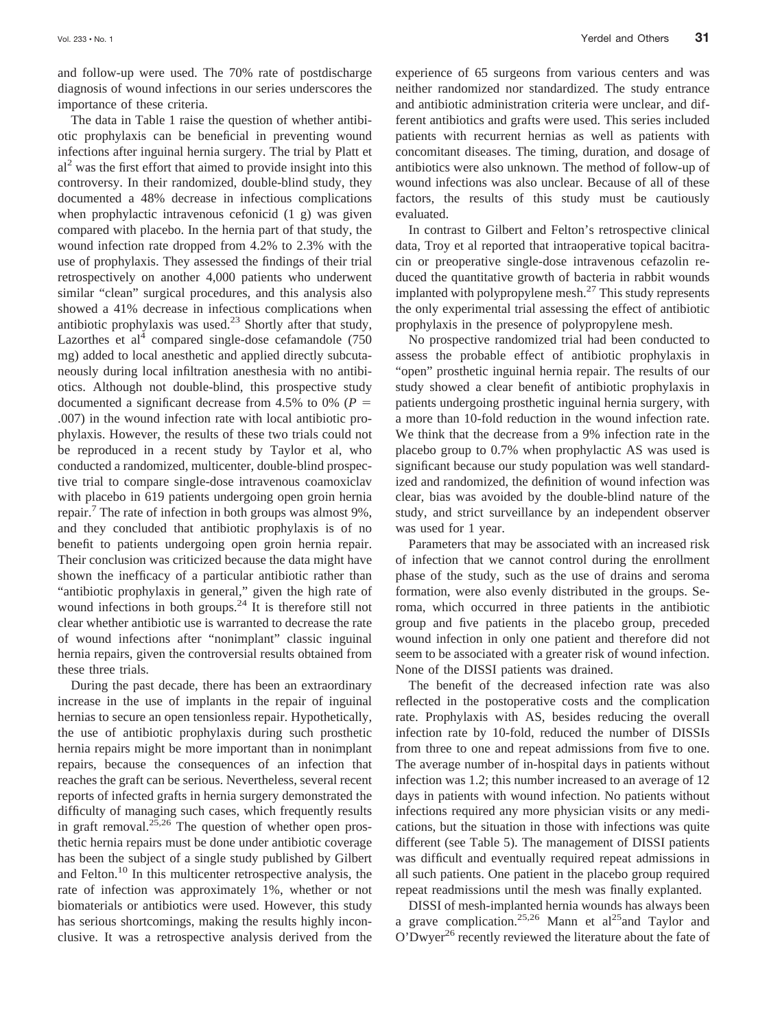and follow-up were used. The 70% rate of postdischarge diagnosis of wound infections in our series underscores the importance of these criteria.

The data in Table 1 raise the question of whether antibiotic prophylaxis can be beneficial in preventing wound infections after inguinal hernia surgery. The trial by Platt et al[2] was the first effort that aimed to provide insight into this controversy. In their randomized, double-blind study, they documented a 48% decrease in infectious complications when prophylactic intravenous cefonicid (1 g) was given compared with placebo. In the hernia part of that study, the wound infection rate dropped from 4.2% to 2.3% with the use of prophylaxis. They assessed the findings of their trial retrospectively on another 4,000 patients who underwent similar "clean" surgical procedures, and this analysis also showed a 41% decrease in infectious complications when antibiotic prophylaxis was used.[23] Shortly after that study, Lazorthes et al[4] compared single-dose cefamandole (750 mg) added to local anesthetic and applied directly subcutaneously during local infiltration anesthesia with no antibiotics. Although not double-blind, this prospective study documented a significant decrease from 4.5% to 0% ($P = .007$) in the wound infection rate with local antibiotic prophylaxis. However, the results of these two trials could not be reproduced in a recent study by Taylor et al, who conducted a randomized, multicenter, double-blind prospective trial to compare single-dose intravenous coamoxiclav with placebo in 619 patients undergoing open groin hernia repair.[7] The rate of infection in both groups was almost 9%, and they concluded that antibiotic prophylaxis is of no benefit to patients undergoing open groin hernia repair. Their conclusion was criticized because the data might have shown the inefficacy of a particular antibiotic rather than "antibiotic prophylaxis in general," given the high rate of wound infections in both groups.[24] It is therefore still not clear whether antibiotic use is warranted to decrease the rate of wound infections after "nonimplant" classic inguinal hernia repairs, given the controversial results obtained from these three trials.

During the past decade, there has been an extraordinary increase in the use of implants in the repair of inguinal hernias to secure an open tensionless repair. Hypothetically, the use of antibiotic prophylaxis during such prosthetic hernia repairs might be more important than in nonimplant repairs, because the consequences of an infection that reaches the graft can be serious. Nevertheless, several recent reports of infected grafts in hernia surgery demonstrated the difficulty of managing such cases, which frequently results in graft removal.[25,26] The question of whether open prosthetic hernia repairs must be done under antibiotic coverage has been the subject of a single study published by Gilbert and Felton.[10] In this multicenter retrospective analysis, the rate of infection was approximately 1%, whether or not biomaterials or antibiotics were used. However, this study has serious shortcomings, making the results highly inconclusive. It was a retrospective analysis derived from the experience of 65 surgeons from various centers and was neither randomized nor standardized. The study entrance and antibiotic administration criteria were unclear, and different antibiotics and grafts were used. This series included patients with recurrent hernias as well as patients with concomitant diseases. The timing, duration, and dosage of antibiotics were also unknown. The method of follow-up of wound infections was also unclear. Because of all of these factors, the results of this study must be cautiously evaluated.

In contrast to Gilbert and Felton's retrospective clinical data, Troy et al reported that intraoperative topical bacitracin or preoperative single-dose intravenous cefazolin reduced the quantitative growth of bacteria in rabbit wounds implanted with polypropylene mesh.[27] This study represents the only experimental trial assessing the effect of antibiotic prophylaxis in the presence of polypropylene mesh.

No prospective randomized trial had been conducted to assess the probable effect of antibiotic prophylaxis in "open" prosthetic inguinal hernia repair. The results of our study showed a clear benefit of antibiotic prophylaxis in patients undergoing prosthetic inguinal hernia surgery, with a more than 10-fold reduction in the wound infection rate. We think that the decrease from a 9% infection rate in the placebo group to 0.7% when prophylactic AS was used is significant because our study population was well standardized and randomized, the definition of wound infection was clear, bias was avoided by the double-blind nature of the study, and strict surveillance by an independent observer was used for 1 year.

Parameters that may be associated with an increased risk of infection that we cannot control during the enrollment phase of the study, such as the use of drains and seroma formation, were also evenly distributed in the groups. Seroma, which occurred in three patients in the antibiotic group and five patients in the placebo group, preceded wound infection in only one patient and therefore did not seem to be associated with a greater risk of wound infection. None of the DISSI patients was drained.

The benefit of the decreased infection rate was also reflected in the postoperative costs and the complication rate. Prophylaxis with AS, besides reducing the overall infection rate by 10-fold, reduced the number of DISSIs from three to one and repeat admissions from five to one. The average number of in-hospital days in patients without infection was 1.2; this number increased to an average of 12 days in patients with wound infection. No patients without infections required any more physician visits or any medications, but the situation in those with infections was quite different (see Table 5). The management of DISSI patients was difficult and eventually required repeat admissions in all such patients. One patient in the placebo group required repeat readmissions until the mesh was finally explanted.

DISSI of mesh-implanted hernia wounds has always been a grave complication.[25,26] Mann et al[25] and Taylor and O'Dwyer[26] recently reviewed the literature about the fate of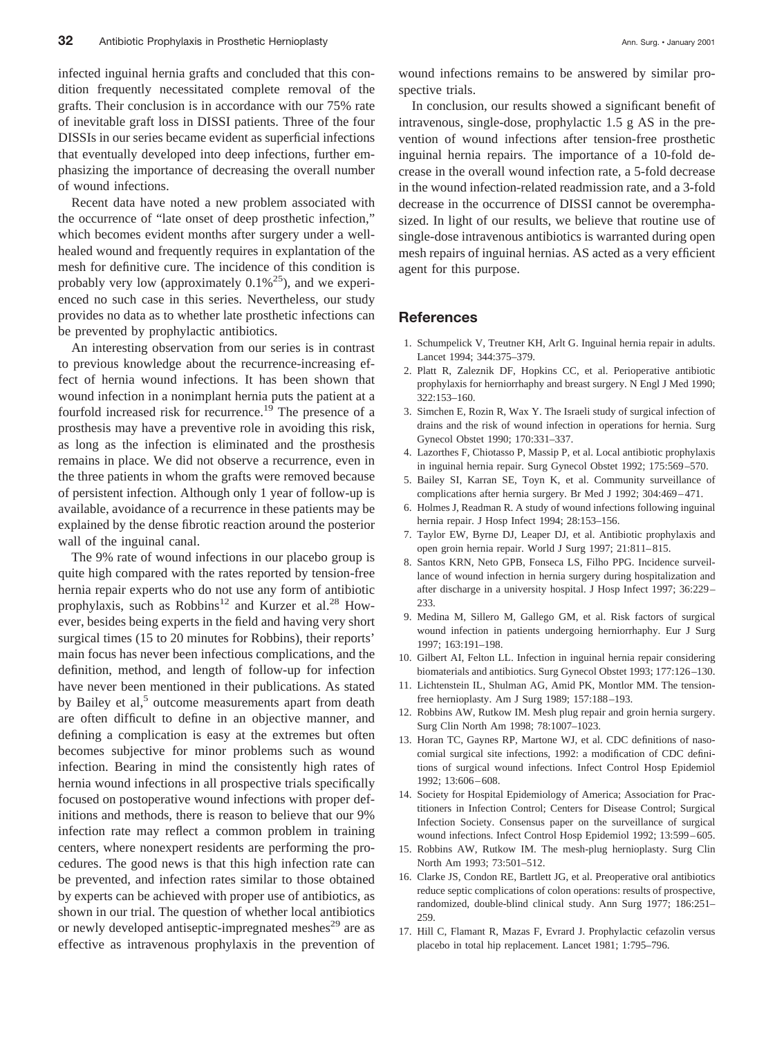infected inguinal hernia grafts and concluded that this condition frequently necessitated complete removal of the grafts. Their conclusion is in accordance with our 75% rate of inevitable graft loss in DISSI patients. Three of the four DISSIs in our series became evident as superficial infections that eventually developed into deep infections, further emphasizing the importance of decreasing the overall number of wound infections.

Recent data have noted a new problem associated with the occurrence of "late onset of deep prosthetic infection," which becomes evident months after surgery under a well-healed wound and frequently requires in explantation of the mesh for definitive cure. The incidence of this condition is probably very low (approximately 0.1%[25]), and we experienced no such case in this series. Nevertheless, our study provides no data as to whether late prosthetic infections can be prevented by prophylactic antibiotics.

An interesting observation from our series is in contrast to previous knowledge about the recurrence-increasing effect of hernia wound infections. It has been shown that wound infection in a nonimplant hernia puts the patient at a fourfold increased risk for recurrence.[19] The presence of a prosthesis may have a preventive role in avoiding this risk, as long as the infection is eliminated and the prosthesis remains in place. We did not observe a recurrence, even in the three patients in whom the grafts were removed because of persistent infection. Although only 1 year of follow-up is available, avoidance of a recurrence in these patients may be explained by the dense fibrotic reaction around the posterior wall of the inguinal canal.

The 9% rate of wound infections in our placebo group is quite high compared with the rates reported by tension-free hernia repair experts who do not use any form of antibiotic prophylaxis, such as Robbins[12] and Kurzer et al.[28] However, besides being experts in the field and having very short surgical times (15 to 20 minutes for Robbins), their reports' main focus has never been infectious complications, and the definition, method, and length of follow-up for infection have never been mentioned in their publications. As stated by Bailey et al,[5] outcome measurements apart from death are often difficult to define in an objective manner, and defining a complication is easy at the extremes but often becomes subjective for minor problems such as wound infection. Bearing in mind the consistently high rates of hernia wound infections in all prospective trials specifically focused on postoperative wound infections with proper definitions and methods, there is reason to believe that our 9% infection rate may reflect a common problem in training centers, where nonexpert residents are performing the procedures. The good news is that this high infection rate can be prevented, and infection rates similar to those obtained by experts can be achieved with proper use of antibiotics, as shown in our trial. The question of whether local antibiotics or newly developed antiseptic-impregnated meshes[29] are as effective as intravenous prophylaxis in the prevention of wound infections remains to be answered by similar prospective trials.

In conclusion, our results showed a significant benefit of intravenous, single-dose, prophylactic 1.5 g AS in the prevention of wound infections after tension-free prosthetic inguinal hernia repairs. The importance of a 10-fold decrease in the overall wound infection rate, a 5-fold decrease in the wound infection-related readmission rate, and a 3-fold decrease in the occurrence of DISSI cannot be overemphasized. In light of our results, we believe that routine use of single-dose intravenous antibiotics is warranted during open mesh repairs of inguinal hernias. AS acted as a very efficient agent for this purpose.

## References

1. Schumpelick V, Treutner KH, Arlt G. Inguinal hernia repair in adults. Lancet 1994; 344:375–379.
2. Platt R, Zaleznik DF, Hopkins CC, et al. Perioperative antibiotic prophylaxis for herniorrhaphy and breast surgery. N Engl J Med 1990; 322:153–160.
3. Simchen E, Rozin R, Wax Y. The Israeli study of surgical infection of drains and the risk of wound infection in operations for hernia. Surg Gynecol Obstet 1990; 170:331–337.
4. Lazorthes F, Chiotasso P, Massip P, et al. Local antibiotic prophylaxis in inguinal hernia repair. Surg Gynecol Obstet 1992; 175:569–570.
5. Bailey SI, Karran SE, Toyn K, et al. Community surveillance of complications after hernia surgery. Br Med J 1992; 304:469–471.
6. Holmes J, Readman R. A study of wound infections following inguinal hernia repair. J Hosp Infect 1994; 28:153–156.
7. Taylor EW, Byrne DJ, Leaper DJ, et al. Antibiotic prophylaxis and open groin hernia repair. World J Surg 1997; 21:811–815.
8. Santos KRN, Neto GPB, Fonseca LS, Filho PPG. Incidence surveillance of wound infection in hernia surgery during hospitalization and after discharge in a university hospital. J Hosp Infect 1997; 36:229–233.
9. Medina M, Sillero M, Gallego GM, et al. Risk factors of surgical wound infection in patients undergoing herniorrhaphy. Eur J Surg 1997; 163:191–198.
10. Gilbert AI, Felton LL. Infection in inguinal hernia repair considering biomaterials and antibiotics. Surg Gynecol Obstet 1993; 177:126–130.
11. Lichtenstein IL, Shulman AG, Amid PK, Montlor MM. The tension-free hernioplasty. Am J Surg 1989; 157:188–193.
12. Robbins AW, Rutkow IM. Mesh plug repair and groin hernia surgery. Surg Clin North Am 1998; 78:1007–1023.
13. Horan TC, Gaynes RP, Martone WJ, et al. CDC definitions of nasocomial surgical site infections, 1992: a modification of CDC definitions of surgical wound infections. Infect Control Hosp Epidemiol 1992; 13:606–608.
14. Society for Hospital Epidemiology of America; Association for Practitioners in Infection Control; Centers for Disease Control; Surgical Infection Society. Consensus paper on the surveillance of surgical wound infections. Infect Control Hosp Epidemiol 1992; 13:599–605.
15. Robbins AW, Rutkow IM. The mesh-plug hernioplasty. Surg Clin North Am 1993; 73:501–512.
16. Clarke JS, Condon RE, Bartlett JG, et al. Preoperative oral antibiotics reduce septic complications of colon operations: results of prospective, randomized, double-blind clinical study. Ann Surg 1977; 186:251–259.
17. Hill C, Flamant R, Mazas F, Evrard J. Prophylactic cefazolin versus placebo in total hip replacement. Lancet 1981; 1:795–796.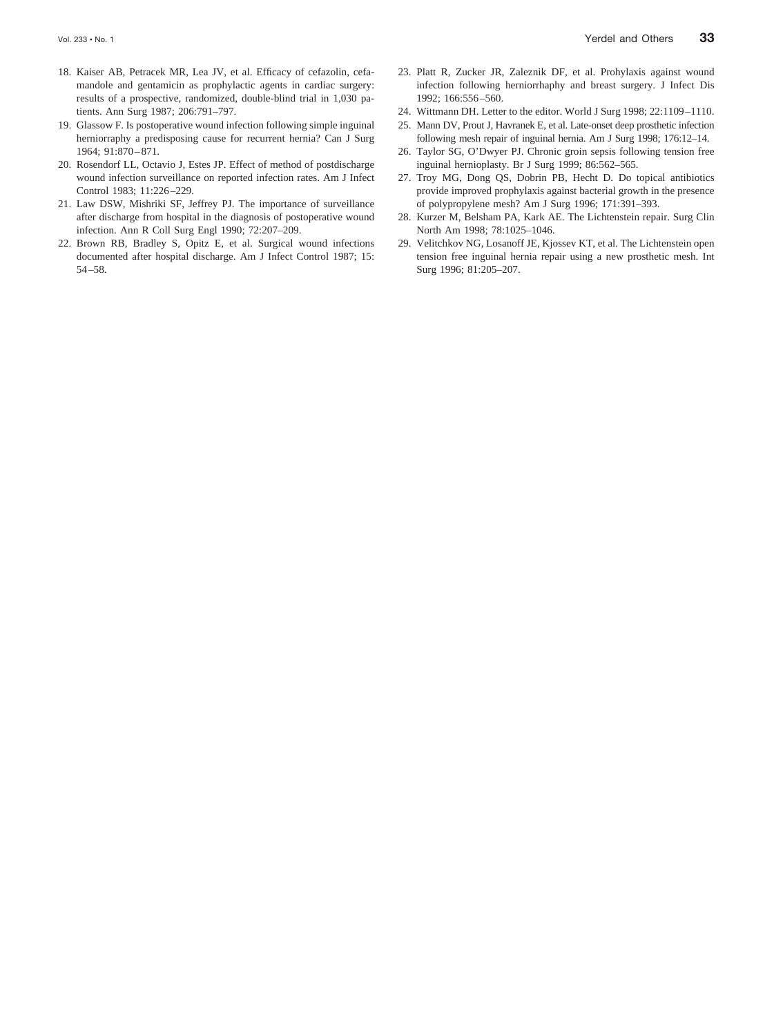18. Kaiser AB, Petracek MR, Lea JV, et al. Efficacy of cefazolin, cefamandole and gentamicin as prophylactic agents in cardiac surgery: results of a prospective, randomized, double-blind trial in 1,030 patients. Ann Surg 1987; 206:791–797.
19. Glassow F. Is postoperative wound infection following simple inguinal herniorraphy a predisposing cause for recurrent hernia? Can J Surg 1964; 91:870–871.
20. Rosendorf LL, Octavio J, Estes JP. Effect of method of postdischarge wound infection surveillance on reported infection rates. Am J Infect Control 1983; 11:226–229.
21. Law DSW, Mishriki SF, Jeffrey PJ. The importance of surveillance after discharge from hospital in the diagnosis of postoperative wound infection. Ann R Coll Surg Engl 1990; 72:207–209.
22. Brown RB, Bradley S, Opitz E, et al. Surgical wound infections documented after hospital discharge. Am J Infect Control 1987; 15: 54–58.
23. Platt R, Zucker JR, Zaleznik DF, et al. Prohylaxis against wound infection following herniorrhaphy and breast surgery. J Infect Dis 1992; 166:556–560.
24. Wittmann DH. Letter to the editor. World J Surg 1998; 22:1109–1110.
25. Mann DV, Prout J, Havranek E, et al. Late-onset deep prosthetic infection following mesh repair of inguinal hernia. Am J Surg 1998; 176:12–14.
26. Taylor SG, O'Dwyer PJ. Chronic groin sepsis following tension free inguinal hernioplasty. Br J Surg 1999; 86:562–565.
27. Troy MG, Dong QS, Dobrin PB, Hecht D. Do topical antibiotics provide improved prophylaxis against bacterial growth in the presence of polypropylene mesh? Am J Surg 1996; 171:391–393.
28. Kurzer M, Belsham PA, Kark AE. The Lichtenstein repair. Surg Clin North Am 1998; 78:1025–1046.
29. Velitchkov NG, Losanoff JE, Kjossev KT, et al. The Lichtenstein open tension free inguinal hernia repair using a new prosthetic mesh. Int Surg 1996; 81:205–207.